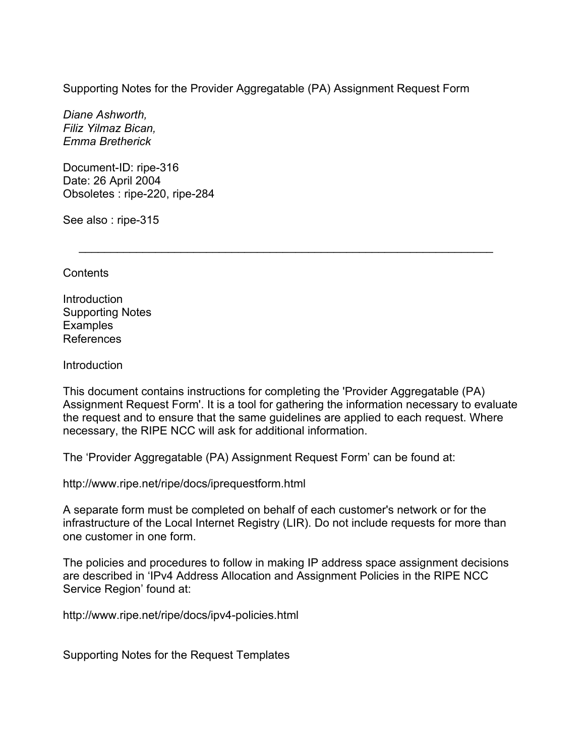# Supporting Notes for the Provider Aggregatable (PA) Assignment Request Form

*Diane Ashworth,*
*Filiz Yilmaz Bican,*
*Emma Bretherick*

Document-ID: ripe-316
Date: 26 April 2004
Obsoletes : ripe-220, ripe-284

See also : ripe-315

---

Contents

Introduction
Supporting Notes
Examples
References

## Introduction

This document contains instructions for completing the 'Provider Aggregatable (PA) Assignment Request Form'. It is a tool for gathering the information necessary to evaluate the request and to ensure that the same guidelines are applied to each request. Where necessary, the RIPE NCC will ask for additional information.

The 'Provider Aggregatable (PA) Assignment Request Form' can be found at:

http://www.ripe.net/ripe/docs/iprequestform.html

A separate form must be completed on behalf of each customer's network or for the infrastructure of the Local Internet Registry (LIR). Do not include requests for more than one customer in one form.

The policies and procedures to follow in making IP address space assignment decisions are described in 'IPv4 Address Allocation and Assignment Policies in the RIPE NCC Service Region' found at:

http://www.ripe.net/ripe/docs/ipv4-policies.html

## Supporting Notes for the Request Templates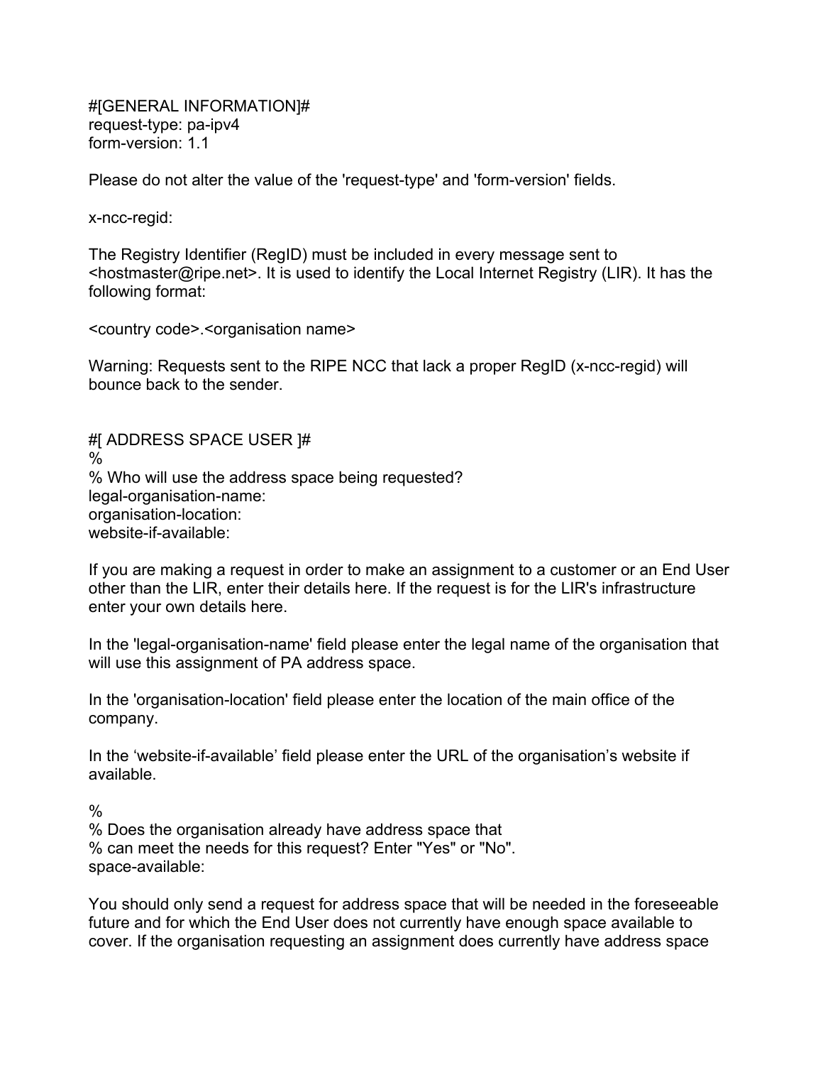#[GENERAL INFORMATION]#
request-type: pa-ipv4
form-version: 1.1

Please do not alter the value of the 'request-type' and 'form-version' fields.

x-ncc-regid:

The Registry Identifier (RegID) must be included in every message sent to <hostmaster@ripe.net>. It is used to identify the Local Internet Registry (LIR). It has the following format:

<country code>.<organisation name>

Warning: Requests sent to the RIPE NCC that lack a proper RegID (x-ncc-regid) will bounce back to the sender.

#[ ADDRESS SPACE USER ]#
%
% Who will use the address space being requested?
legal-organisation-name:
organisation-location:
website-if-available:

If you are making a request in order to make an assignment to a customer or an End User other than the LIR, enter their details here. If the request is for the LIR's infrastructure enter your own details here.

In the 'legal-organisation-name' field please enter the legal name of the organisation that will use this assignment of PA address space.

In the 'organisation-location' field please enter the location of the main office of the company.

In the ‘website-if-available’ field please enter the URL of the organisation’s website if available.

%
% Does the organisation already have address space that
% can meet the needs for this request? Enter "Yes" or "No".
space-available:

You should only send a request for address space that will be needed in the foreseeable future and for which the End User does not currently have enough space available to cover. If the organisation requesting an assignment does currently have address space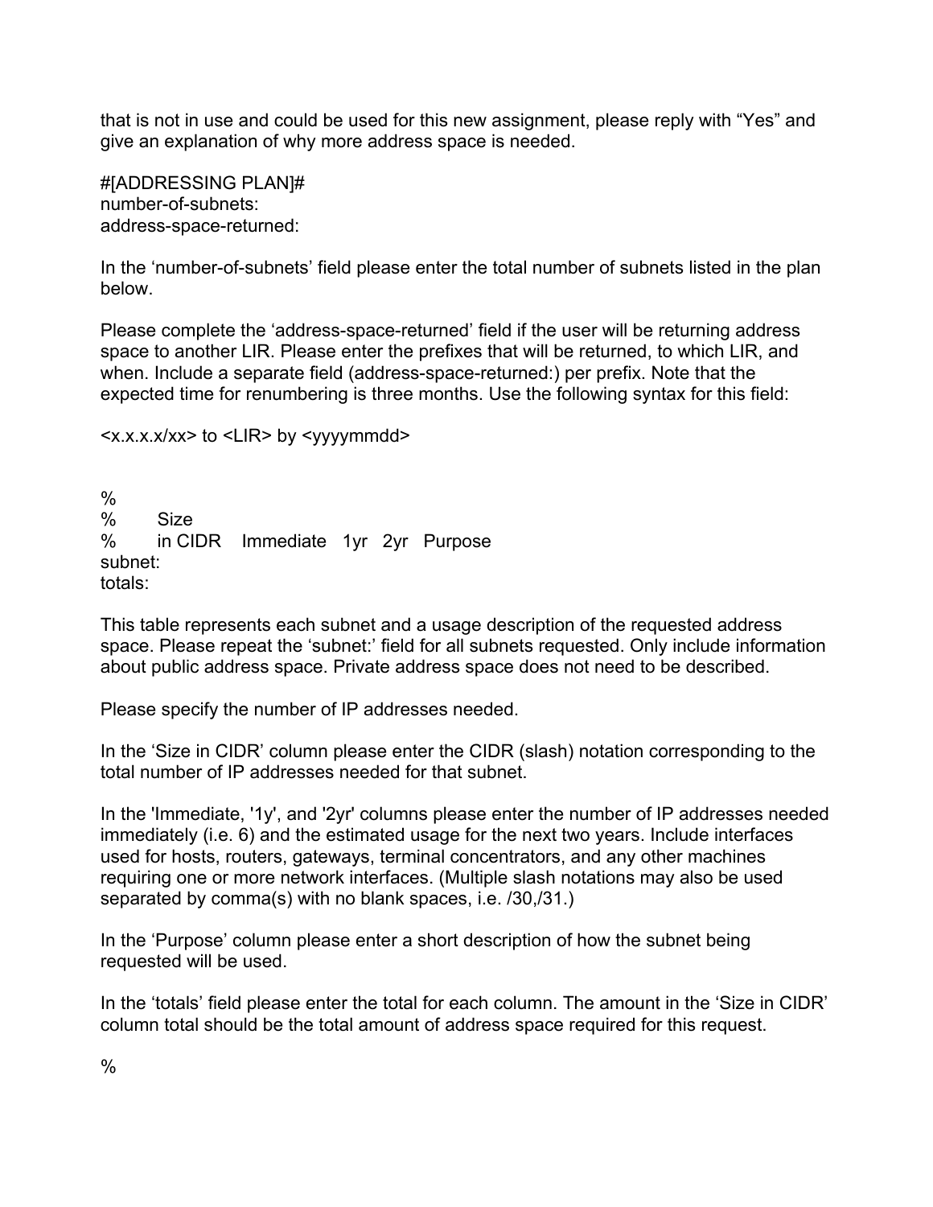that is not in use and could be used for this new assignment, please reply with “Yes” and give an explanation of why more address space is needed.

```
#[ADDRESSING PLAN]#
number-of-subnets:
address-space-returned:
```

In the ‘number-of-subnets’ field please enter the total number of subnets listed in the plan below.

Please complete the ‘address-space-returned’ field if the user will be returning address space to another LIR. Please enter the prefixes that will be returned, to which LIR, and when. Include a separate field (address-space-returned:) per prefix. Note that the expected time for renumbering is three months. Use the following syntax for this field:

```
<x.x.x.x/xx> to <LIR> by <yyyymmdd>
```

```
%
%       Size
%       in CIDR    Immediate   1yr   2yr   Purpose
subnet:
totals:
```

This table represents each subnet and a usage description of the requested address space. Please repeat the ‘subnet:’ field for all subnets requested. Only include information about public address space. Private address space does not need to be described.

Please specify the number of IP addresses needed.

In the ‘Size in CIDR’ column please enter the CIDR (slash) notation corresponding to the total number of IP addresses needed for that subnet.

In the 'Immediate, '1y', and '2yr' columns please enter the number of IP addresses needed immediately (i.e. 6) and the estimated usage for the next two years. Include interfaces used for hosts, routers, gateways, terminal concentrators, and any other machines requiring one or more network interfaces. (Multiple slash notations may also be used separated by comma(s) with no blank spaces, i.e. /30,/31.)

In the ‘Purpose’ column please enter a short description of how the subnet being requested will be used.

In the ‘totals’ field please enter the total for each column. The amount in the ‘Size in CIDR’ column total should be the total amount of address space required for this request.

%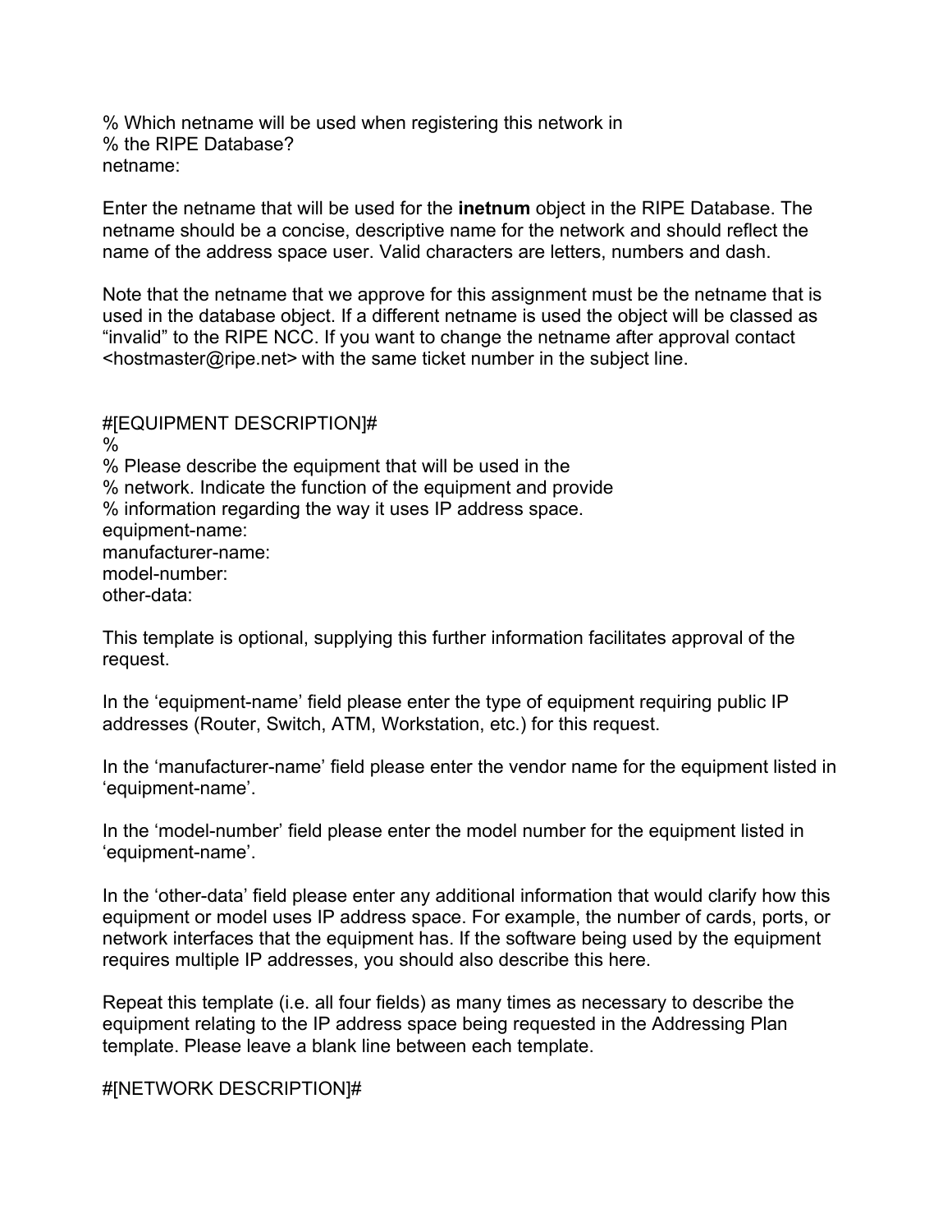% Which netname will be used when registering this network in
% the RIPE Database?
netname:

Enter the netname that will be used for the **inetnum** object in the RIPE Database. The netname should be a concise, descriptive name for the network and should reflect the name of the address space user. Valid characters are letters, numbers and dash.

Note that the netname that we approve for this assignment must be the netname that is used in the database object. If a different netname is used the object will be classed as "invalid" to the RIPE NCC. If you want to change the netname after approval contact <hostmaster@ripe.net> with the same ticket number in the subject line.

#[EQUIPMENT DESCRIPTION]#
%
% Please describe the equipment that will be used in the
% network. Indicate the function of the equipment and provide
% information regarding the way it uses IP address space.
equipment-name:
manufacturer-name:
model-number:
other-data:

This template is optional, supplying this further information facilitates approval of the request.

In the 'equipment-name' field please enter the type of equipment requiring public IP addresses (Router, Switch, ATM, Workstation, etc.) for this request.

In the 'manufacturer-name' field please enter the vendor name for the equipment listed in 'equipment-name'.

In the 'model-number' field please enter the model number for the equipment listed in 'equipment-name'.

In the 'other-data' field please enter any additional information that would clarify how this equipment or model uses IP address space. For example, the number of cards, ports, or network interfaces that the equipment has. If the software being used by the equipment requires multiple IP addresses, you should also describe this here.

Repeat this template (i.e. all four fields) as many times as necessary to describe the equipment relating to the IP address space being requested in the Addressing Plan template. Please leave a blank line between each template.

#[NETWORK DESCRIPTION]#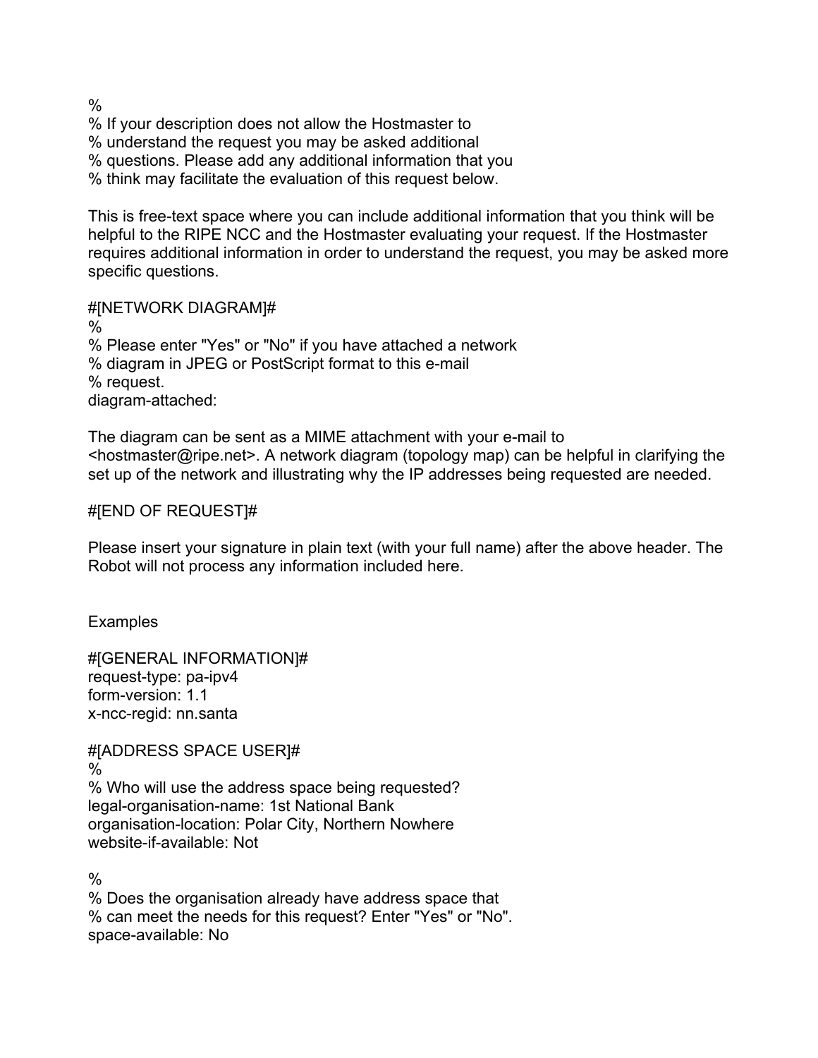%
% If your description does not allow the Hostmaster to
% understand the request you may be asked additional
% questions. Please add any additional information that you
% think may facilitate the evaluation of this request below.

This is free-text space where you can include additional information that you think will be helpful to the RIPE NCC and the Hostmaster evaluating your request. If the Hostmaster requires additional information in order to understand the request, you may be asked more specific questions.

#[NETWORK DIAGRAM]#
%
% Please enter "Yes" or "No" if you have attached a network
% diagram in JPEG or PostScript format to this e-mail
% request.
diagram-attached:

The diagram can be sent as a MIME attachment with your e-mail to <hostmaster@ripe.net>. A network diagram (topology map) can be helpful in clarifying the set up of the network and illustrating why the IP addresses being requested are needed.

#[END OF REQUEST]#

Please insert your signature in plain text (with your full name) after the above header. The Robot will not process any information included here.

Examples

#[GENERAL INFORMATION]#
request-type: pa-ipv4
form-version: 1.1
x-ncc-regid: nn.santa

#[ADDRESS SPACE USER]#
%
% Who will use the address space being requested?
legal-organisation-name: 1st National Bank
organisation-location: Polar City, Northern Nowhere
website-if-available: Not

%
% Does the organisation already have address space that
% can meet the needs for this request? Enter "Yes" or "No".
space-available: No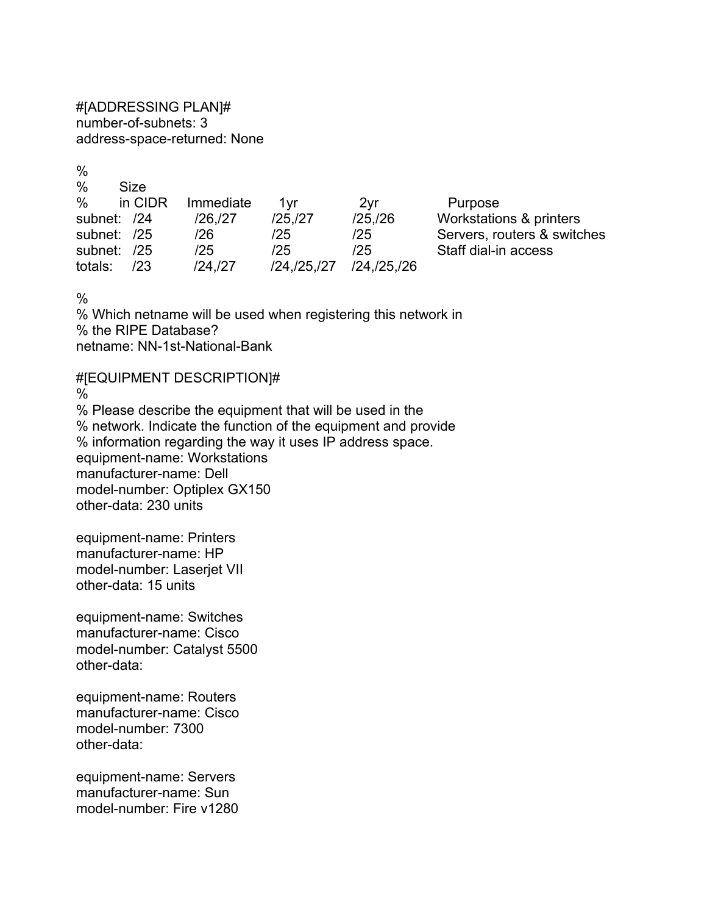#[ADDRESSING PLAN]#
number-of-subnets: 3
address-space-returned: None

```
%
%       Size
%       in CIDR   Immediate     1yr          2yr          Purpose
subnet:  /24      /26,/27       /25,/27      /25,/26      Workstations & printers
subnet:  /25      /26           /25          /25          Servers, routers & switches
subnet:  /25      /25           /25          /25          Staff dial-in access
totals:  /23      /24,/27       /24,/25,/27  /24,/25,/26
```

%
% Which netname will be used when registering this network in
% the RIPE Database?
netname: NN-1st-National-Bank

#[EQUIPMENT DESCRIPTION]#
%
% Please describe the equipment that will be used in the
% network. Indicate the function of the equipment and provide
% information regarding the way it uses IP address space.
equipment-name: Workstations
manufacturer-name: Dell
model-number: Optiplex GX150
other-data: 230 units

equipment-name: Printers
manufacturer-name: HP
model-number: Laserjet VII
other-data: 15 units

equipment-name: Switches
manufacturer-name: Cisco
model-number: Catalyst 5500
other-data:

equipment-name: Routers
manufacturer-name: Cisco
model-number: 7300
other-data:

equipment-name: Servers
manufacturer-name: Sun
model-number: Fire v1280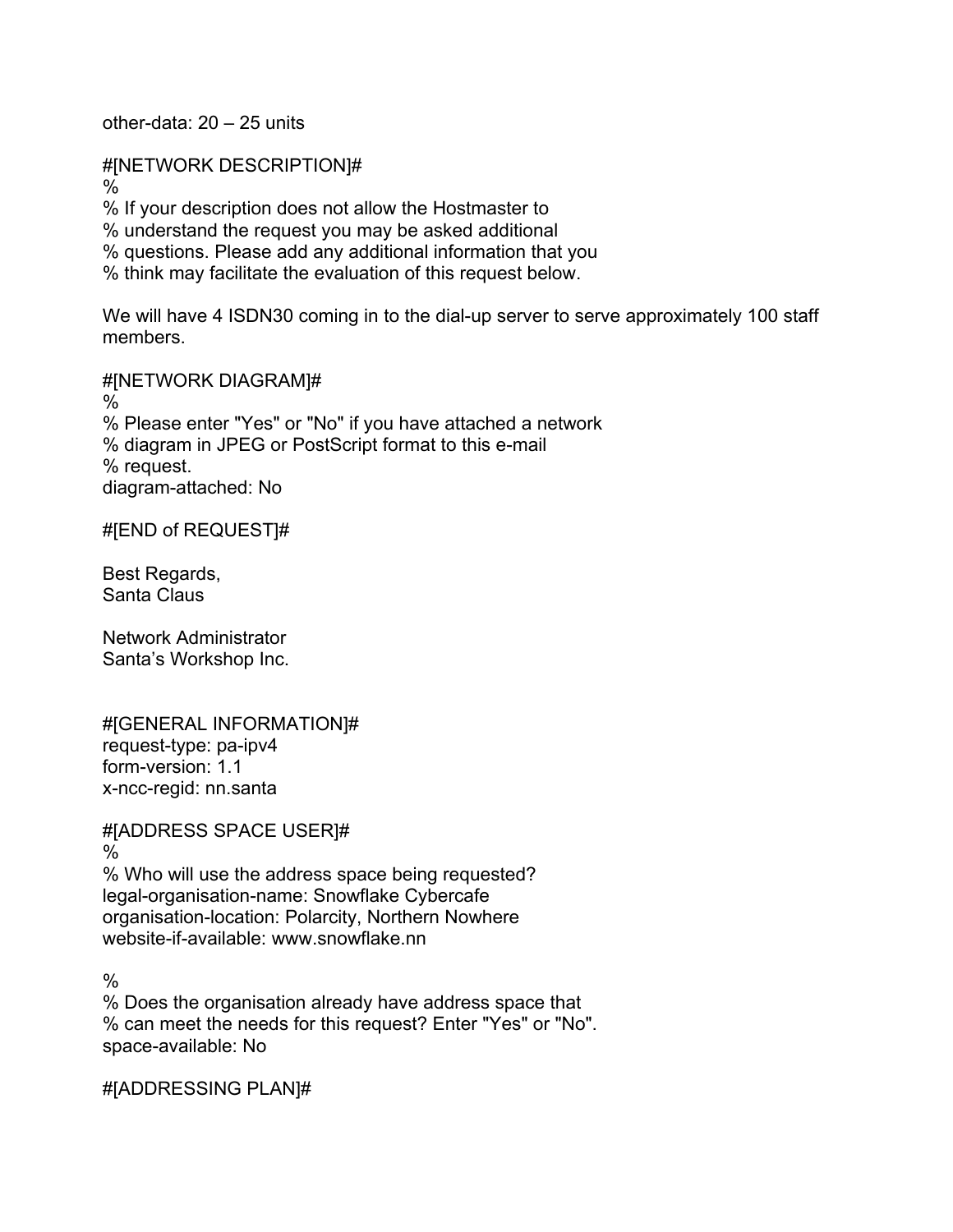other-data: 20 – 25 units

#[NETWORK DESCRIPTION]#
%
% If your description does not allow the Hostmaster to
% understand the request you may be asked additional
% questions. Please add any additional information that you
% think may facilitate the evaluation of this request below.

We will have 4 ISDN30 coming in to the dial-up server to serve approximately 100 staff members.

#[NETWORK DIAGRAM]#
%
% Please enter "Yes" or "No" if you have attached a network
% diagram in JPEG or PostScript format to this e-mail
% request.
diagram-attached: No

#[END of REQUEST]#

Best Regards,
Santa Claus

Network Administrator
Santa's Workshop Inc.

#[GENERAL INFORMATION]#
request-type: pa-ipv4
form-version: 1.1
x-ncc-regid: nn.santa

#[ADDRESS SPACE USER]#
%
% Who will use the address space being requested?
legal-organisation-name: Snowflake Cybercafe
organisation-location: Polarcity, Northern Nowhere
website-if-available: www.snowflake.nn

%
% Does the organisation already have address space that
% can meet the needs for this request? Enter "Yes" or "No".
space-available: No

#[ADDRESSING PLAN]#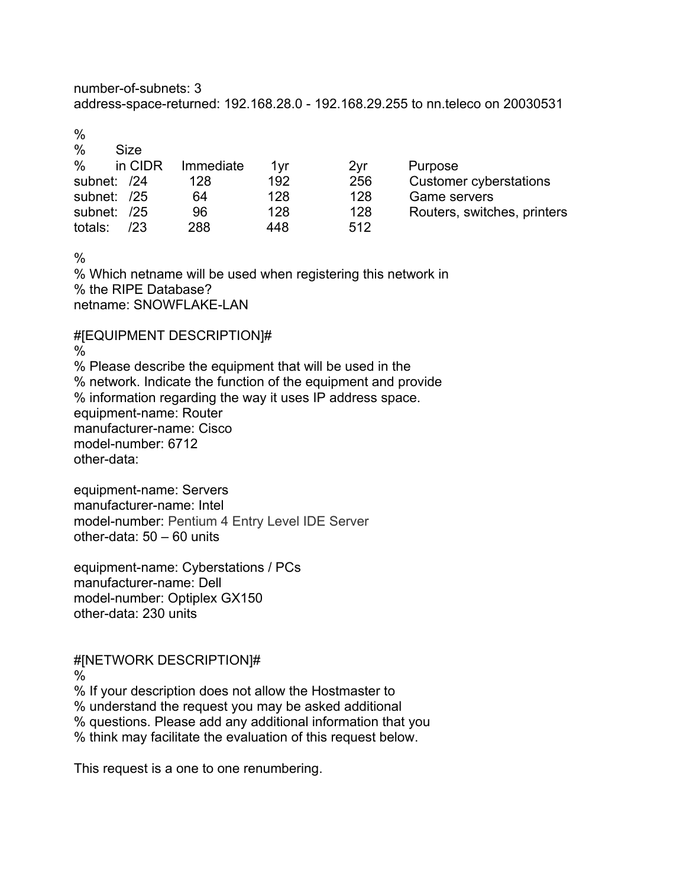number-of-subnets: 3
address-space-returned: 192.168.28.0 - 192.168.29.255 to nn.teleco on 20030531

```
%
%        Size
%        in CIDR    Immediate     1yr        2yr        Purpose
subnet:  /24        128           192        256        Customer cyberstations
subnet:  /25        64            128        128        Game servers
subnet:  /25        96            128        128        Routers, switches, printers
totals:  /23        288           448        512
```

%
% Which netname will be used when registering this network in
% the RIPE Database?
netname: SNOWFLAKE-LAN

#[EQUIPMENT DESCRIPTION]#
%
% Please describe the equipment that will be used in the
% network. Indicate the function of the equipment and provide
% information regarding the way it uses IP address space.
equipment-name: Router
manufacturer-name: Cisco
model-number: 6712
other-data:

equipment-name: Servers
manufacturer-name: Intel
model-number: Pentium 4 Entry Level IDE Server
other-data: 50 – 60 units

equipment-name: Cyberstations / PCs
manufacturer-name: Dell
model-number: Optiplex GX150
other-data: 230 units

#[NETWORK DESCRIPTION]#
%
% If your description does not allow the Hostmaster to
% understand the request you may be asked additional
% questions. Please add any additional information that you
% think may facilitate the evaluation of this request below.

This request is a one to one renumbering.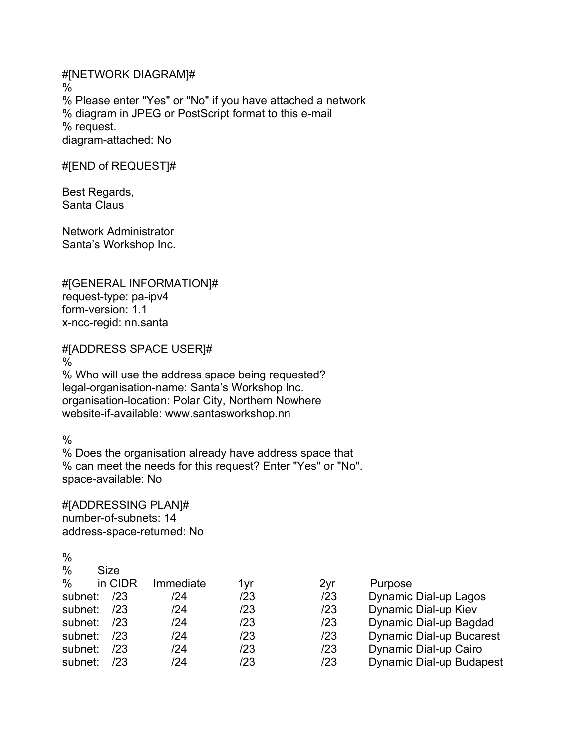#[NETWORK DIAGRAM]#

%

% Please enter "Yes" or "No" if you have attached a network
% diagram in JPEG or PostScript format to this e-mail
% request.
diagram-attached: No

#[END of REQUEST]#

Best Regards,
Santa Claus

Network Administrator
Santa’s Workshop Inc.

#[GENERAL INFORMATION]#
request-type: pa-ipv4
form-version: 1.1
x-ncc-regid: nn.santa

#[ADDRESS SPACE USER]#
%
% Who will use the address space being requested?
legal-organisation-name: Santa’s Workshop Inc.
organisation-location: Polar City, Northern Nowhere
website-if-available: www.santasworkshop.nn

%
% Does the organisation already have address space that
% can meet the needs for this request? Enter "Yes" or "No".
space-available: No

#[ADDRESSING PLAN]#
number-of-subnets: 14
address-space-returned: No

```
%
%       Size
%       in CIDR    Immediate      1yr          2yr       Purpose
subnet:   /23        /24          /23          /23       Dynamic Dial-up Lagos
subnet:   /23        /24          /23          /23       Dynamic Dial-up Kiev
subnet:   /23        /24          /23          /23       Dynamic Dial-up Bagdad
subnet:   /23        /24          /23          /23       Dynamic Dial-up Bucarest
subnet:   /23        /24          /23          /23       Dynamic Dial-up Cairo
subnet:   /23        /24          /23          /23       Dynamic Dial-up Budapest
```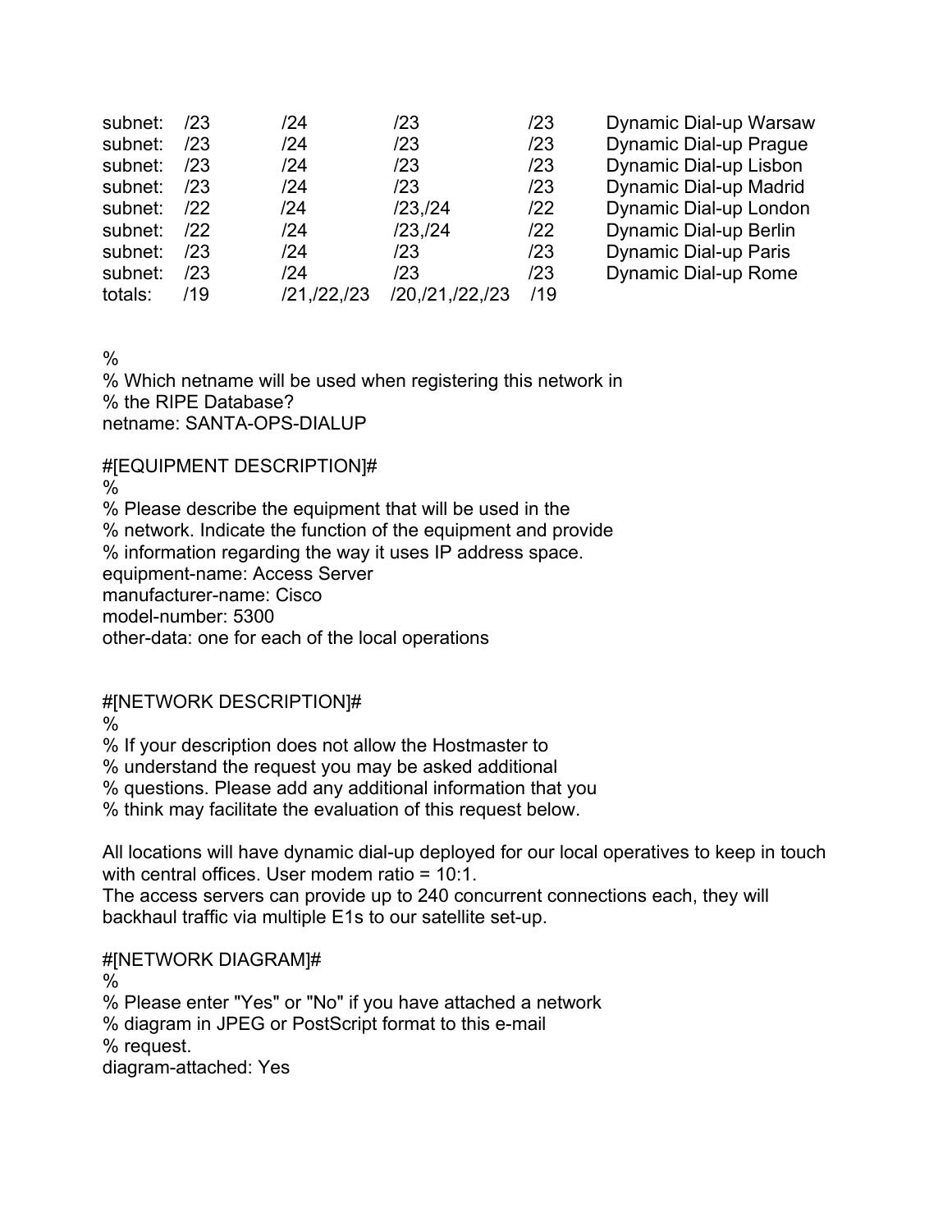```
subnet:   /23     /24          /23              /23    Dynamic Dial-up Warsaw
subnet:   /23     /24          /23              /23    Dynamic Dial-up Prague
subnet:   /23     /24          /23              /23    Dynamic Dial-up Lisbon
subnet:   /23     /24          /23              /23    Dynamic Dial-up Madrid
subnet:   /22     /24          /23,/24          /22    Dynamic Dial-up London
subnet:   /22     /24          /23,/24          /22    Dynamic Dial-up Berlin
subnet:   /23     /24          /23              /23    Dynamic Dial-up Paris
subnet:   /23     /24          /23              /23    Dynamic Dial-up Rome
totals:   /19     /21,/22,/23  /20,/21,/22,/23  /19
```

%
% Which netname will be used when registering this network in
% the RIPE Database?
netname: SANTA-OPS-DIALUP

#[EQUIPMENT DESCRIPTION]#
%
% Please describe the equipment that will be used in the
% network. Indicate the function of the equipment and provide
% information regarding the way it uses IP address space.
equipment-name: Access Server
manufacturer-name: Cisco
model-number: 5300
other-data: one for each of the local operations

#[NETWORK DESCRIPTION]#
%
% If your description does not allow the Hostmaster to
% understand the request you may be asked additional
% questions. Please add any additional information that you
% think may facilitate the evaluation of this request below.

All locations will have dynamic dial-up deployed for our local operatives to keep in touch with central offices. User modem ratio = 10:1.
The access servers can provide up to 240 concurrent connections each, they will backhaul traffic via multiple E1s to our satellite set-up.

#[NETWORK DIAGRAM]#
%
% Please enter "Yes" or "No" if you have attached a network
% diagram in JPEG or PostScript format to this e-mail
% request.
diagram-attached: Yes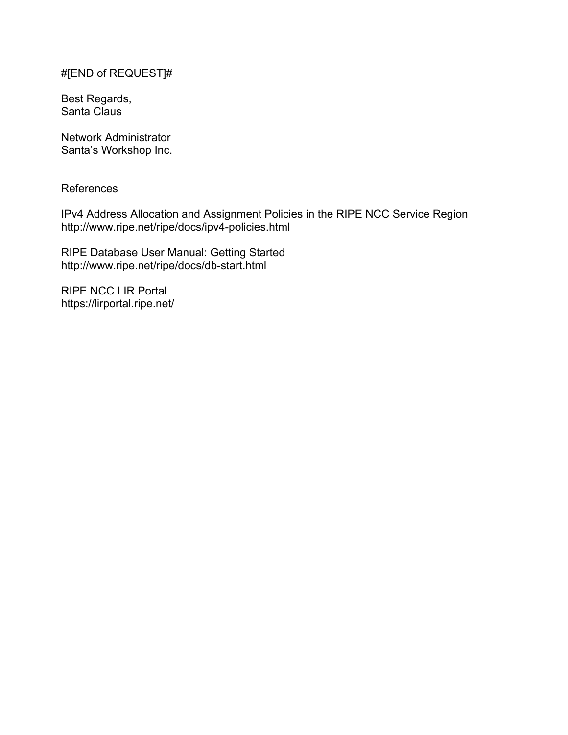#[END of REQUEST]#

Best Regards,
Santa Claus

Network Administrator
Santa’s Workshop Inc.

References

IPv4 Address Allocation and Assignment Policies in the RIPE NCC Service Region
http://www.ripe.net/ripe/docs/ipv4-policies.html

RIPE Database User Manual: Getting Started
http://www.ripe.net/ripe/docs/db-start.html

RIPE NCC LIR Portal
https://lirportal.ripe.net/